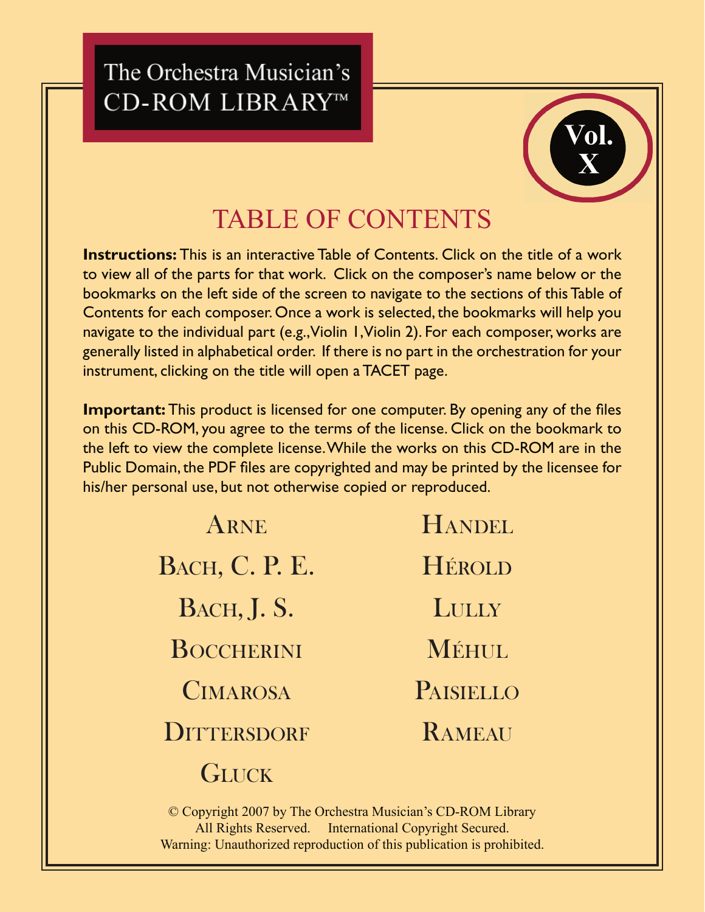# The Orchestra Musician's CD-ROM LIBRARY™

**Vol. X**

## TABLE OF CONTENTS

**Instructions:** This is an interactive Table of Contents. Click on the title of a work to view all of the parts for that work. Click on the composer's name below or the bookmarks on the left side of the screen to navigate to the sections of this Table of Contents for each composer. Once a work is selected, the bookmarks will help you navigate to the individual part (e.g., Violin 1, Violin 2). For each composer, works are generally listed in alphabetical order. If there is no part in the orchestration for your instrument, clicking on the title will open a TACET page.

**Important:** This product is licensed for one computer. By opening any of the files on this CD-ROM, you agree to the terms of the license. Click on the bookmark to the left to view the complete license. While the works on this CD-ROM are in the Public Domain, the PDF files are copyrighted and may be printed by the licensee for his/her personal use, but not otherwise copied or reproduced.

- Arne
- Bach, C. P. E.
- Bach, J. S.
- Boccherini
- Cimarosa
- Dittersdorf
- Gluck
- Handel
- Hérold
- Lully
- Méhul
- Paisiello
- Rameau

© Copyright 2007 by The Orchestra Musician's CD-ROM Library
All Rights Reserved. International Copyright Secured.
Warning: Unauthorized reproduction of this publication is prohibited.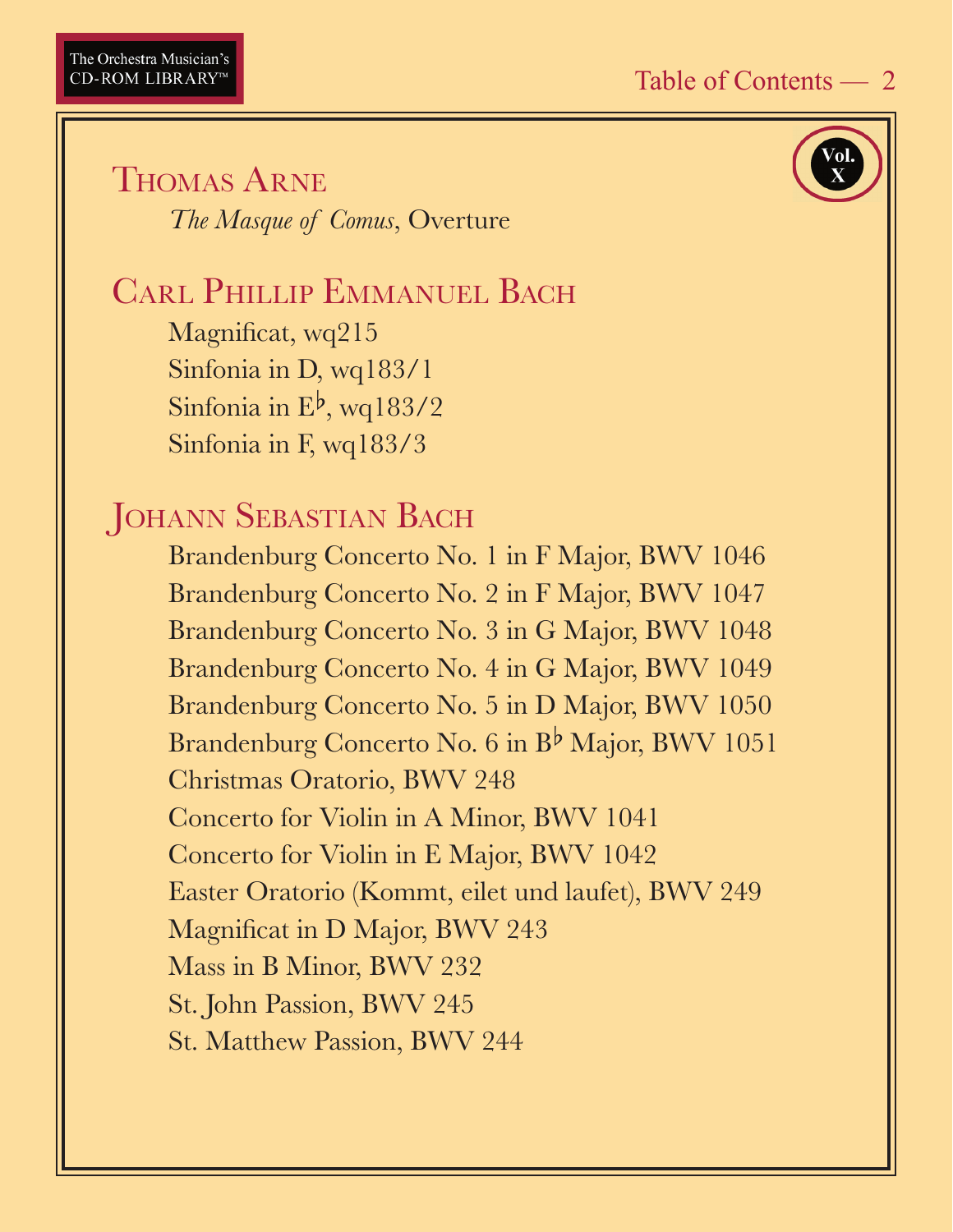## Thomas Arne

*The Masque of Comus*, Overture

## Carl Phillip Emmanuel Bach

Magnificat, wq215
Sinfonia in D, wq183/1
Sinfonia in E♭, wq183/2
Sinfonia in F, wq183/3

## Johann Sebastian Bach

Brandenburg Concerto No. 1 in F Major, BWV 1046
Brandenburg Concerto No. 2 in F Major, BWV 1047
Brandenburg Concerto No. 3 in G Major, BWV 1048
Brandenburg Concerto No. 4 in G Major, BWV 1049
Brandenburg Concerto No. 5 in D Major, BWV 1050
Brandenburg Concerto No. 6 in B♭ Major, BWV 1051
Christmas Oratorio, BWV 248
Concerto for Violin in A Minor, BWV 1041
Concerto for Violin in E Major, BWV 1042
Easter Oratorio (Kommt, eilet und laufet), BWV 249
Magnificat in D Major, BWV 243
Mass in B Minor, BWV 232
St. John Passion, BWV 245
St. Matthew Passion, BWV 244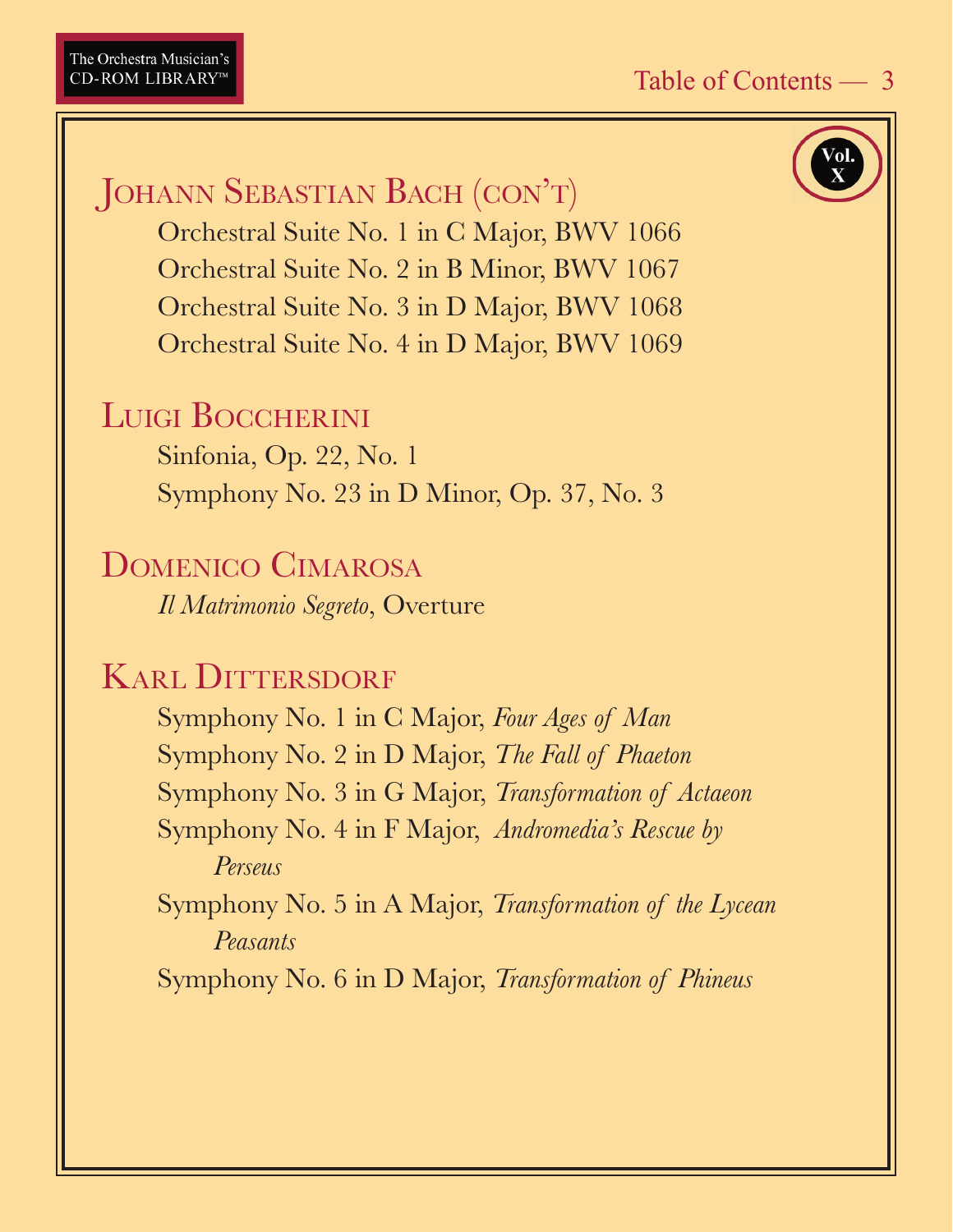## Johann Sebastian Bach (con't)

Orchestral Suite No. 1 in C Major, BWV 1066
Orchestral Suite No. 2 in B Minor, BWV 1067
Orchestral Suite No. 3 in D Major, BWV 1068
Orchestral Suite No. 4 in D Major, BWV 1069

## Luigi Boccherini

Sinfonia, Op. 22, No. 1
Symphony No. 23 in D Minor, Op. 37, No. 3

## Domenico Cimarosa

*Il Matrimonio Segreto*, Overture

## Karl Dittersdorf

Symphony No. 1 in C Major, *Four Ages of Man*
Symphony No. 2 in D Major, *The Fall of Phaeton*
Symphony No. 3 in G Major, *Transformation of Actaeon*
Symphony No. 4 in F Major, *Andromedia's Rescue by Perseus*
Symphony No. 5 in A Major, *Transformation of the Lycean Peasants*
Symphony No. 6 in D Major, *Transformation of Phineus*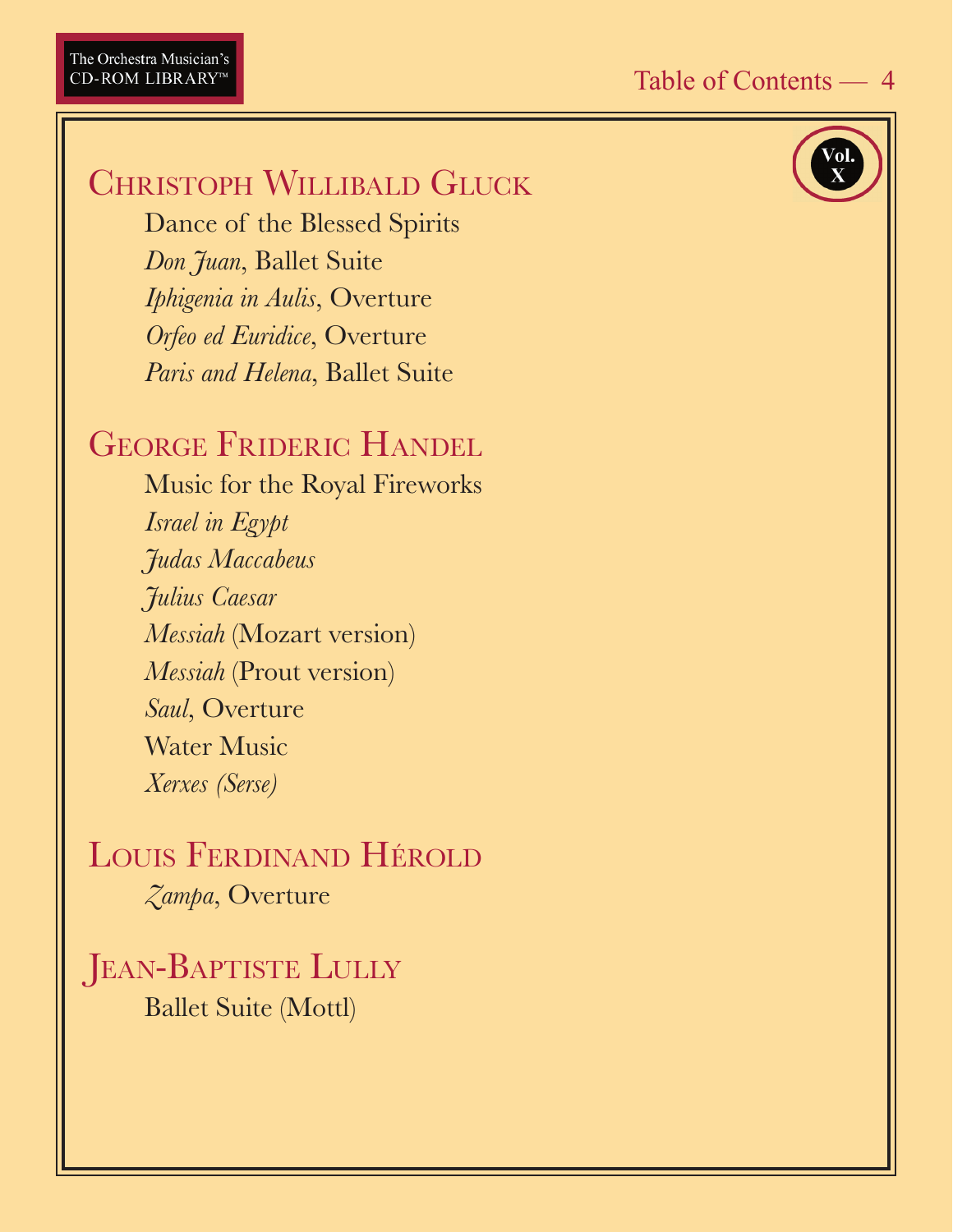Vol. X

## Christoph Willibald Gluck

Dance of the Blessed Spirits

*Don Juan*, Ballet Suite

*Iphigenia in Aulis*, Overture

*Orfeo ed Euridice*, Overture

*Paris and Helena*, Ballet Suite

## George Frideric Handel

Music for the Royal Fireworks

*Israel in Egypt*

*Judas Maccabeus*

*Julius Caesar*

*Messiah* (Mozart version)

*Messiah* (Prout version)

*Saul*, Overture

Water Music

*Xerxes (Serse)*

## Louis Ferdinand Hérold

*Zampa*, Overture

## Jean-Baptiste Lully

Ballet Suite (Mottl)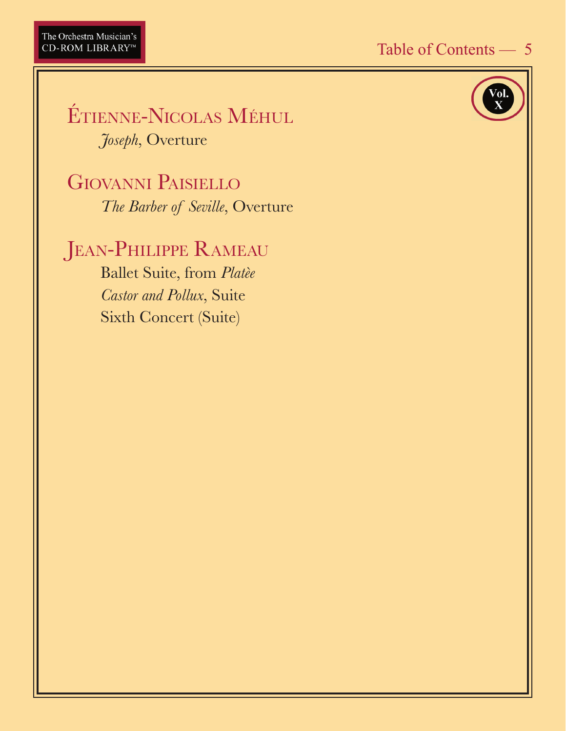## Étienne-Nicolas Méhul

*Joseph*, Overture

## Giovanni Paisiello

*The Barber of Seville*, Overture

## Jean-Philippe Rameau

Ballet Suite, from *Platèe*

*Castor and Pollux*, Suite

Sixth Concert (Suite)